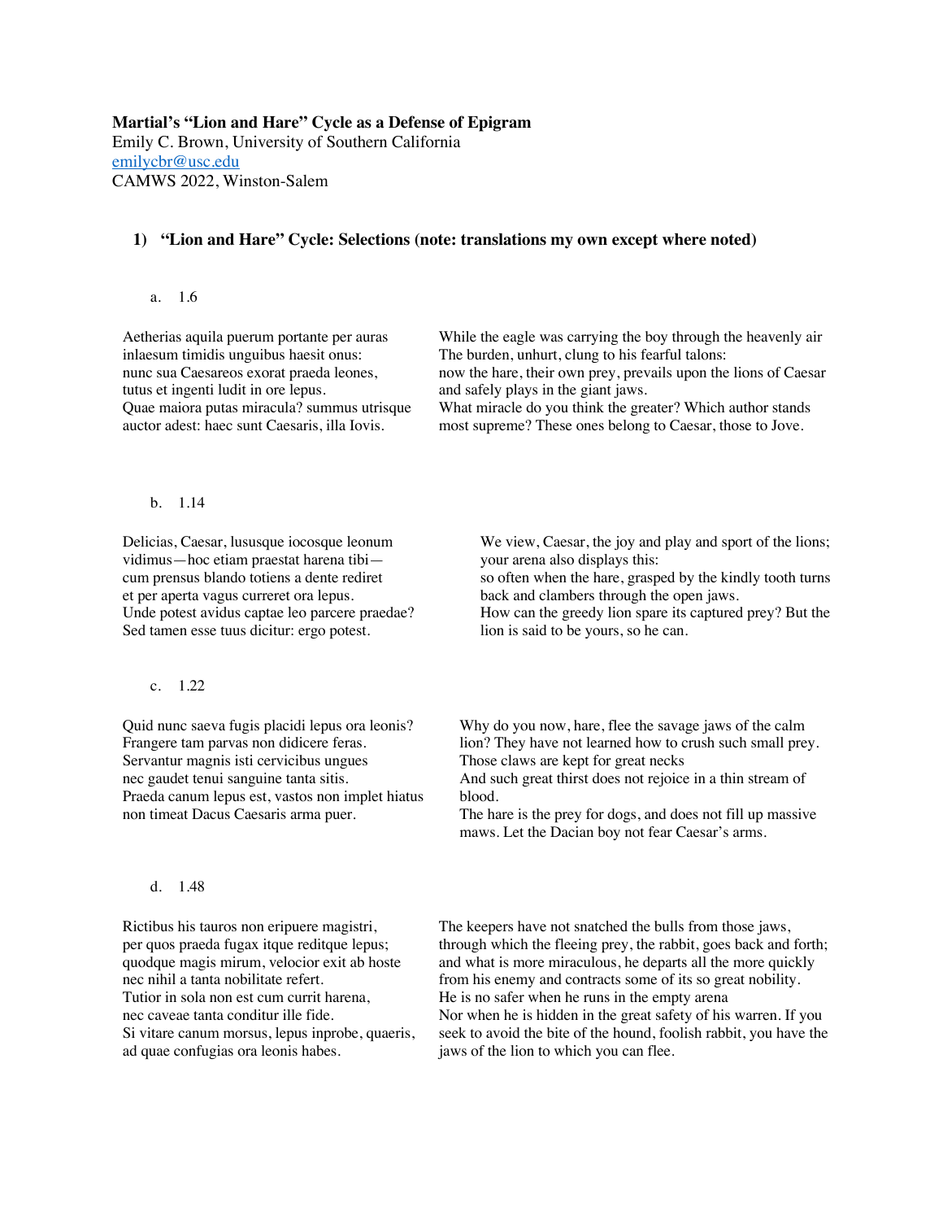**Martial's "Lion and Hare" Cycle as a Defense of Epigram**
Emily C. Brown, University of Southern California
emilycbr@usc.edu
CAMWS 2022, Winston-Salem

1) **"Lion and Hare" Cycle: Selections (note: translations my own except where noted)**

a. 1.6

| | |
|---|---|
| Aetherias aquila puerum portante per auras<br>inlaesum timidis unguibus haesit onus:<br>nunc sua Caesareos exorat praeda leones,<br>tutus et ingenti ludit in ore lepus.<br>Quae maiora putas miracula? summus utrisque<br>auctor adest: haec sunt Caesaris, illa Iovis. | While the eagle was carrying the boy through the heavenly air<br>The burden, unhurt, clung to his fearful talons:<br>now the hare, their own prey, prevails upon the lions of Caesar<br>and safely plays in the giant jaws.<br>What miracle do you think the greater? Which author stands<br>most supreme? These ones belong to Caesar, those to Jove. |

b. 1.14

| | |
|---|---|
| Delicias, Caesar, lususque iocosque leonum<br>vidimus—hoc etiam praestat harena tibi—<br>cum prensus blando totiens a dente rediret<br>et per aperta vagus curreret ora lepus.<br>Unde potest avidus captae leo parcere praedae?<br>Sed tamen esse tuus dicitur: ergo potest. | We view, Caesar, the joy and play and sport of the lions;<br>your arena also displays this:<br>so often when the hare, grasped by the kindly tooth turns<br>back and clambers through the open jaws.<br>How can the greedy lion spare its captured prey? But the<br>lion is said to be yours, so he can. |

c. 1.22

| | |
|---|---|
| Quid nunc saeva fugis placidi lepus ora leonis?<br>Frangere tam parvas non didicere feras.<br>Servantur magnis isti cervicibus ungues<br>nec gaudet tenui sanguine tanta sitis.<br>Praeda canum lepus est, vastos non implet hiatus<br>non timeat Dacus Caesaris arma puer. | Why do you now, hare, flee the savage jaws of the calm<br>lion? They have not learned how to crush such small prey.<br>Those claws are kept for great necks<br>And such great thirst does not rejoice in a thin stream of<br>blood.<br>The hare is the prey for dogs, and does not fill up massive<br>maws. Let the Dacian boy not fear Caesar's arms. |

d. 1.48

| | |
|---|---|
| Rictibus his tauros non eripuere magistri,<br>per quos praeda fugax itque reditque lepus;<br>quodque magis mirum, velocior exit ab hoste<br>nec nihil a tanta nobilitate refert.<br>Tutior in sola non est cum currit harena,<br>nec caveae tanta conditur ille fide.<br>Si vitare canum morsus, lepus inprobe, quaeris,<br>ad quae confugias ora leonis habes. | The keepers have not snatched the bulls from those jaws,<br>through which the fleeing prey, the rabbit, goes back and forth;<br>and what is more miraculous, he departs all the more quickly<br>from his enemy and contracts some of its so great nobility.<br>He is no safer when he runs in the empty arena<br>Nor when he is hidden in the great safety of his warren. If you<br>seek to avoid the bite of the hound, foolish rabbit, you have the<br>jaws of the lion to which you can flee. |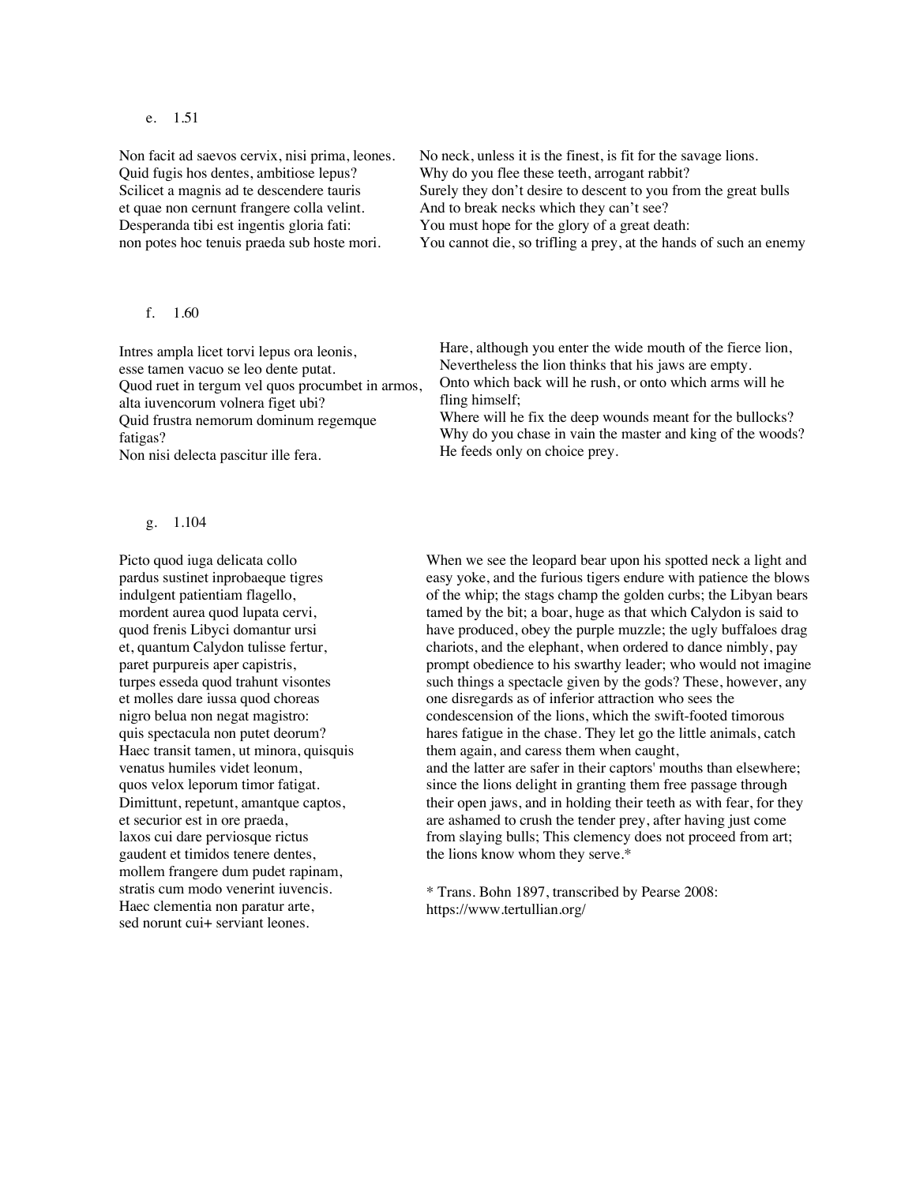e. 1.51

Non facit ad saevos cervix, nisi prima, leones.
Quid fugis hos dentes, ambitiose lepus?
Scilicet a magnis ad te descendere tauris
et quae non cernunt frangere colla velint.
Desperanda tibi est ingentis gloria fati:
non potes hoc tenuis praeda sub hoste mori.

No neck, unless it is the finest, is fit for the savage lions.
Why do you flee these teeth, arrogant rabbit?
Surely they don't desire to descent to you from the great bulls
And to break necks which they can't see?
You must hope for the glory of a great death:
You cannot die, so trifling a prey, at the hands of such an enemy

f. 1.60

Intres ampla licet torvi lepus ora leonis,
esse tamen vacuo se leo dente putat.
Quod ruet in tergum vel quos procumbet in armos,
alta iuvencorum volnera figet ubi?
Quid frustra nemorum dominum regemque fatigas?
Non nisi delecta pascitur ille fera.

Hare, although you enter the wide mouth of the fierce lion,
Nevertheless the lion thinks that his jaws are empty.
Onto which back will he rush, or onto which arms will he fling himself;
Where will he fix the deep wounds meant for the bullocks?
Why do you chase in vain the master and king of the woods?
He feeds only on choice prey.

g. 1.104

Picto quod iuga delicata collo
pardus sustinet inprobaeque tigres
indulgent patientiam flagello,
mordent aurea quod lupata cervi,
quod frenis Libyci domantur ursi
et, quantum Calydon tulisse fertur,
paret purpureis aper capistris,
turpes esseda quod trahunt visontes
et molles dare iussa quod choreas
nigro belua non negat magistro:
quis spectacula non putet deorum?
Haec transit tamen, ut minora, quisquis
venatus humiles videt leonum,
quos velox leporum timor fatigat.
Dimittunt, repetunt, amantque captos,
et securior est in ore praeda,
laxos cui dare perviosque rictus
gaudent et timidos tenere dentes,
mollem frangere dum pudet rapinam,
stratis cum modo venerint iuvencis.
Haec clementia non paratur arte,
sed norunt cui+ serviant leones.

When we see the leopard bear upon his spotted neck a light and easy yoke, and the furious tigers endure with patience the blows of the whip; the stags champ the golden curbs; the Libyan bears tamed by the bit; a boar, huge as that which Calydon is said to have produced, obey the purple muzzle; the ugly buffaloes drag chariots, and the elephant, when ordered to dance nimbly, pay prompt obedience to his swarthy leader; who would not imagine such things a spectacle given by the gods? These, however, any one disregards as of inferior attraction who sees the condescension of the lions, which the swift-footed timorous hares fatigue in the chase. They let go the little animals, catch them again, and caress them when caught,
and the latter are safer in their captors' mouths than elsewhere; since the lions delight in granting them free passage through their open jaws, and in holding their teeth as with fear, for they are ashamed to crush the tender prey, after having just come from slaying bulls; This clemency does not proceed from art; the lions know whom they serve.*

\* Trans. Bohn 1897, transcribed by Pearse 2008: https://www.tertullian.org/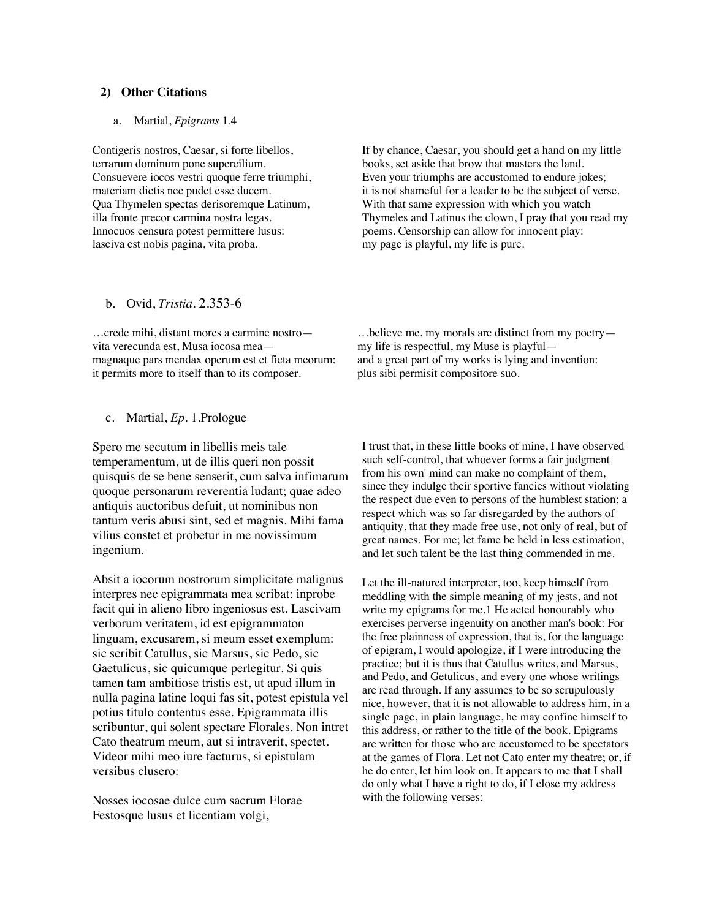### 2) Other Citations

a. Martial, *Epigrams* 1.4

Contigeris nostros, Caesar, si forte libellos,
terrarum dominum pone supercilium.
Consuevere iocos vestri quoque ferre triumphi,
materiam dictis nec pudet esse ducem.
Qua Thymelen spectas derisoremque Latinum,
illa fronte precor carmina nostra legas.
Innocuos censura potest permittere lusus:
lasciva est nobis pagina, vita proba.

If by chance, Caesar, you should get a hand on my little books, set aside that brow that masters the land.
Even your triumphs are accustomed to endure jokes;
it is not shameful for a leader to be the subject of verse.
With that same expression with which you watch Thymeles and Latinus the clown, I pray that you read my poems. Censorship can allow for innocent play:
my page is playful, my life is pure.

b. Ovid, *Tristia*. 2.353-6

…crede mihi, distant mores a carmine nostro—
vita verecunda est, Musa iocosa mea—
magnaque pars mendax operum est et ficta meorum:
it permits more to itself than to its composer.

…believe me, my morals are distinct from my poetry—
my life is respectful, my Muse is playful—
and a great part of my works is lying and invention:
plus sibi permisit compositore suo.

c. Martial, *Ep*. 1.Prologue

Spero me secutum in libellis meis tale temperamentum, ut de illis queri non possit quisquis de se bene senserit, cum salva infimarum quoque personarum reverentia ludant; quae adeo antiquis auctoribus defuit, ut nominibus non tantum veris abusi sint, sed et magnis. Mihi fama vilius constet et probetur in me novissimum ingenium.

Absit a iocorum nostrorum simplicitate malignus interpres nec epigrammata mea scribat: inprobe facit qui in alieno libro ingeniosus est. Lascivam verborum veritatem, id est epigrammaton linguam, excusarem, si meum esset exemplum: sic scribit Catullus, sic Marsus, sic Pedo, sic Gaetulicus, sic quicumque perlegitur. Si quis tamen tam ambitiose tristis est, ut apud illum in nulla pagina latine loqui fas sit, potest epistula vel potius titulo contentus esse. Epigrammata illis scribuntur, qui solent spectare Florales. Non intret Cato theatrum meum, aut si intraverit, spectet. Videor mihi meo iure facturus, si epistulam versibus clusero:

Nosses iocosae dulce cum sacrum Florae
Festosque lusus et licentiam volgi,

I trust that, in these little books of mine, I have observed such self-control, that whoever forms a fair judgment from his own' mind can make no complaint of them, since they indulge their sportive fancies without violating the respect due even to persons of the humblest station; a respect which was so far disregarded by the authors of antiquity, that they made free use, not only of real, but of great names. For me; let fame be held in less estimation, and let such talent be the last thing commended in me.

Let the ill-natured interpreter, too, keep himself from meddling with the simple meaning of my jests, and not write my epigrams for me.1 He acted honourably who exercises perverse ingenuity on another man's book: For the free plainness of expression, that is, for the language of epigram, I would apologize, if I were introducing the practice; but it is thus that Catullus writes, and Marsus, and Pedo, and Getulicus, and every one whose writings are read through. If any assumes to be so scrupulously nice, however, that it is not allowable to address him, in a single page, in plain language, he may confine himself to this address, or rather to the title of the book. Epigrams are written for those who are accustomed to be spectators at the games of Flora. Let not Cato enter my theatre; or, if he do enter, let him look on. It appears to me that I shall do only what I have a right to do, if I close my address with the following verses: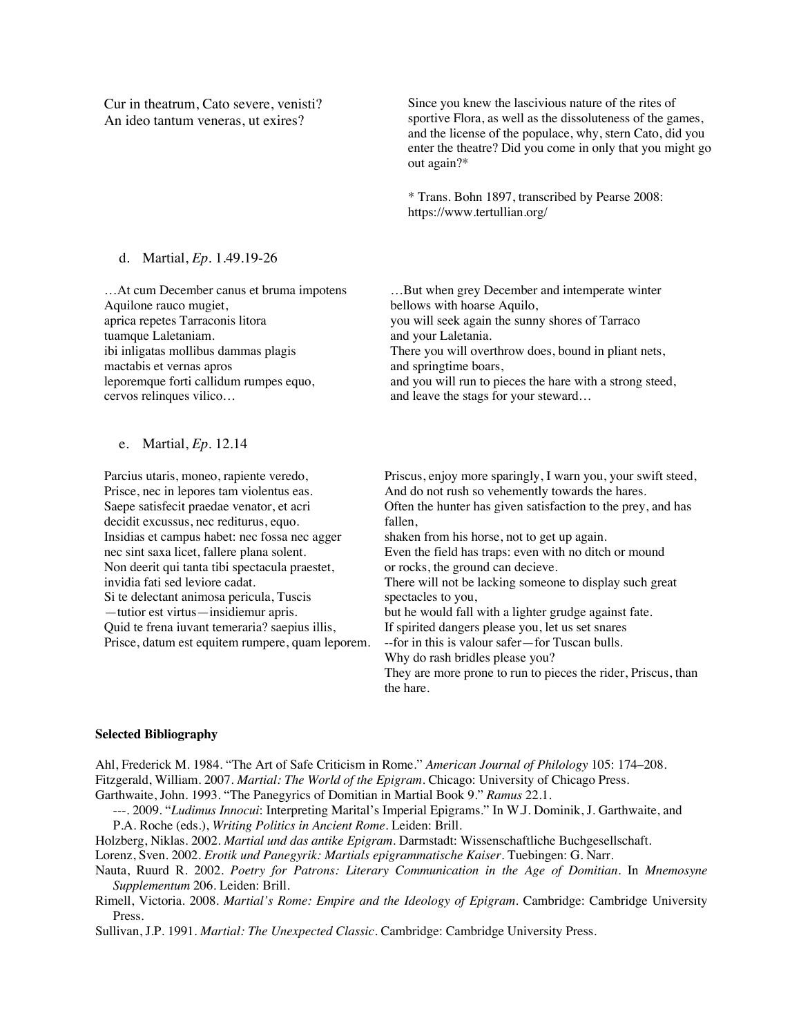Cur in theatrum, Cato severe, venisti?
An ideo tantum veneras, ut exires?

Since you knew the lascivious nature of the rites of sportive Flora, as well as the dissoluteness of the games, and the license of the populace, why, stern Cato, did you enter the theatre? Did you come in only that you might go out again?*

\* Trans. Bohn 1897, transcribed by Pearse 2008: https://www.tertullian.org/

d. Martial, *Ep*. 1.49.19-26

…At cum December canus et bruma impotens
Aquilone rauco mugiet,
aprica repetes Tarraconis litora
tuamque Laletaniam.
ibi inligatas mollibus dammas plagis
mactabis et vernas apros
leporemque forti callidum rumpes equo,
cervos relinques vilico…

…But when grey December and intemperate winter
bellows with hoarse Aquilo,
you will seek again the sunny shores of Tarraco
and your Laletania.
There you will overthrow does, bound in pliant nets,
and springtime boars,
and you will run to pieces the hare with a strong steed,
and leave the stags for your steward…

e. Martial, *Ep*. 12.14

Parcius utaris, moneo, rapiente veredo,
Prisce, nec in lepores tam violentus eas.
Saepe satisfecit praedae venator, et acri
decidit excussus, nec rediturus, equo.
Insidias et campus habet: nec fossa nec agger
nec sint saxa licet, fallere plana solent.
Non deerit qui tanta tibi spectacula praestet,
invidia fati sed leviore cadat.
Si te delectant animosa pericula, Tuscis
—tutior est virtus—insidiemur apris.
Quid te frena iuvant temeraria? saepius illis,
Prisce, datum est equitem rumpere, quam leporem.

Priscus, enjoy more sparingly, I warn you, your swift steed,
And do not rush so vehemently towards the hares.
Often the hunter has given satisfaction to the prey, and has fallen,
shaken from his horse, not to get up again.
Even the field has traps: even with no ditch or mound
or rocks, the ground can decieve.
There will not be lacking someone to display such great spectacles to you,
but he would fall with a lighter grudge against fate.
If spirited dangers please you, let us set snares
--for in this is valour safer—for Tuscan bulls.
Why do rash bridles please you?
They are more prone to run to pieces the rider, Priscus, than the hare.

**Selected Bibliography**

Ahl, Frederick M. 1984. "The Art of Safe Criticism in Rome." *American Journal of Philology* 105: 174–208.

Fitzgerald, William. 2007. *Martial: The World of the Epigram*. Chicago: University of Chicago Press.

Garthwaite, John. 1993. "The Panegyrics of Domitian in Martial Book 9." *Ramus* 22.1.

---. 2009. "*Ludimus Innocui*: Interpreting Marital's Imperial Epigrams." In W.J. Dominik, J. Garthwaite, and P.A. Roche (eds.), *Writing Politics in Ancient Rome*. Leiden: Brill.

Holzberg, Niklas. 2002. *Martial und das antike Epigram*. Darmstadt: Wissenschaftliche Buchgesellschaft.

Lorenz, Sven. 2002. *Erotik und Panegyrik: Martials epigrammatische Kaiser*. Tuebingen: G. Narr.

Nauta, Ruurd R. 2002. *Poetry for Patrons: Literary Communication in the Age of Domitian*. In *Mnemosyne Supplementum* 206. Leiden: Brill.

Rimell, Victoria. 2008. *Martial's Rome: Empire and the Ideology of Epigram*. Cambridge: Cambridge University Press.

Sullivan, J.P. 1991. *Martial: The Unexpected Classic*. Cambridge: Cambridge University Press.